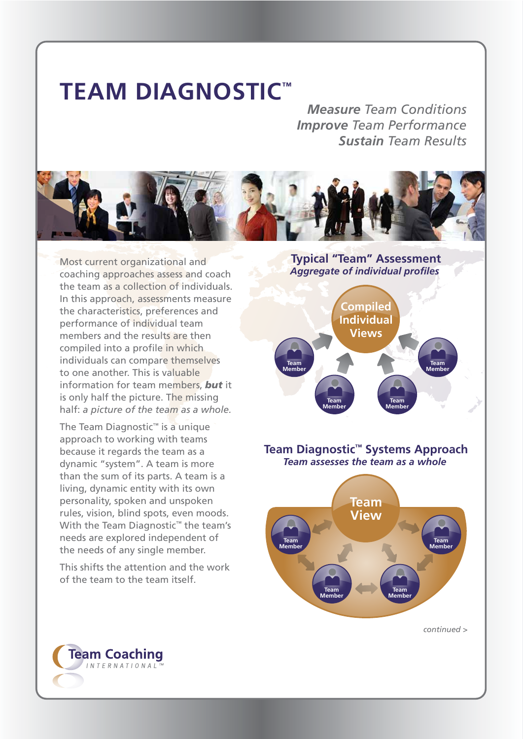# TEAM DIAGNOSTIC™

*Measure Team Conditions*
*Improve Team Performance*
*Sustain Team Results*

Most current organizational and coaching approaches assess and coach the team as a collection of individuals. In this approach, assessments measure the characteristics, preferences and performance of individual team members and the results are then compiled into a profile in which individuals can compare themselves to one another. This is valuable information for team members, ***but*** it is only half the picture. The missing half: *a picture of the team as a whole.*

The Team Diagnostic™ is a unique approach to working with teams because it regards the team as a dynamic "system". A team is more than the sum of its parts. A team is a living, dynamic entity with its own personality, spoken and unspoken rules, vision, blind spots, even moods. With the Team Diagnostic™ the team's needs are explored independent of the needs of any single member.

This shifts the attention and the work of the team to the team itself.

## Typical "Team" Assessment

*Aggregate of individual profiles*

Compiled Individual Views

Team Member · Team Member · Team Member · Team Member

## Team Diagnostic™ Systems Approach

*Team assesses the team as a whole*

Team View

Team Member · Team Member · Team Member · Team Member

*continued >*

Team Coaching INTERNATIONAL™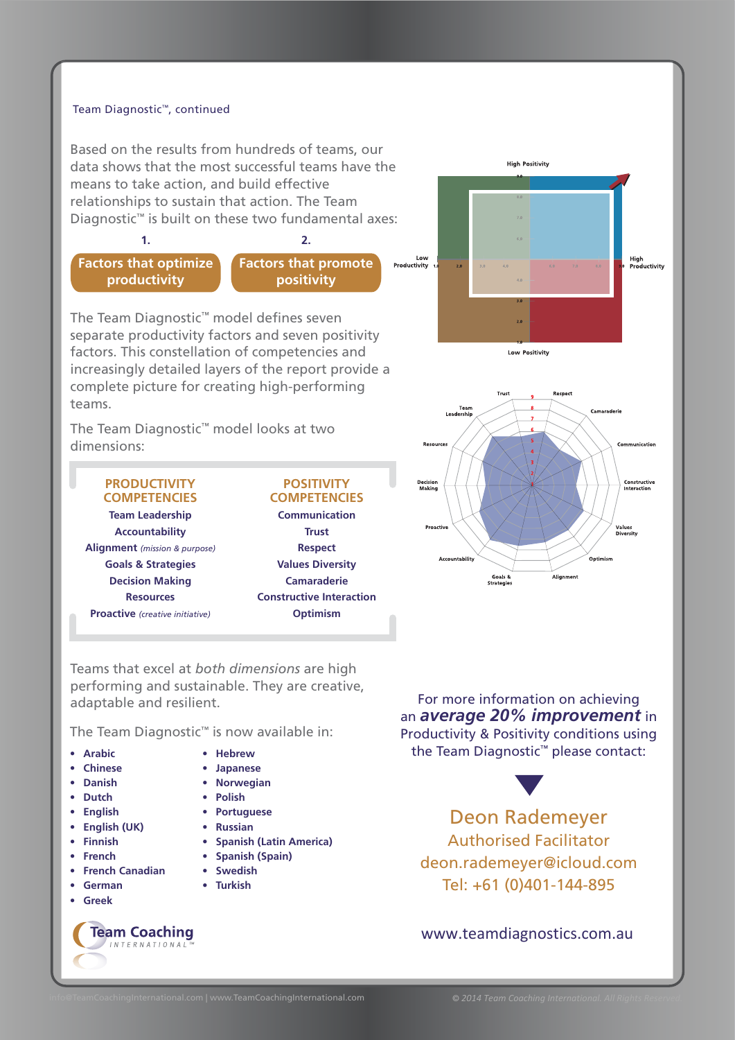Team Diagnostic™, continued

Based on the results from hundreds of teams, our data shows that the most successful teams have the means to take action, and build effective relationships to sustain that action. The Team Diagnostic™ is built on these two fundamental axes:

1. **Factors that optimize productivity**
2. **Factors that promote positivity**

High Positivity

Low Productivity

High Productivity

Low Positivity

The Team Diagnostic™ model defines seven separate productivity factors and seven positivity factors. This constellation of competencies and increasingly detailed layers of the report provide a complete picture for creating high-performing teams.

The Team Diagnostic™ model looks at two dimensions:

| PRODUCTIVITY COMPETENCIES | POSITIVITY COMPETENCIES |
|---|---|
| Team Leadership | Communication |
| Accountability | Trust |
| Alignment *(mission & purpose)* | Respect |
| Goals & Strategies | Values Diversity |
| Decision Making | Camaraderie |
| Resources | Constructive Interaction |
| Proactive *(creative initiative)* | Optimism |

Trust
Respect
Camaraderie
Communication
Constructive Interaction
Values Diversity
Optimism
Alignment
Goals & Strategies
Accountability
Proactive
Decision Making
Resources
Team Leadership

Teams that excel at *both dimensions* are high performing and sustainable. They are creative, adaptable and resilient.

The Team Diagnostic™ is now available in:

- **Arabic**
- **Chinese**
- **Danish**
- **Dutch**
- **English**
- **English (UK)**
- **Finnish**
- **French**
- **French Canadian**
- **German**
- **Greek**
- **Hebrew**
- **Japanese**
- **Norwegian**
- **Polish**
- **Portuguese**
- **Russian**
- **Spanish (Latin America)**
- **Spanish (Spain)**
- **Swedish**
- **Turkish**

For more information on achieving an ***average 20% improvement*** in Productivity & Positivity conditions using the Team Diagnostic™ please contact:

Deon Rademeyer
Authorised Facilitator
deon.rademeyer@icloud.com
Tel: +61 (0)401-144-895

www.teamdiagnostics.com.au

Team Coaching INTERNATIONAL™

info@TeamCoachingInternational.com | www.TeamCoachingInternational.com

© 2014 Team Coaching International. All Rights Reserved.